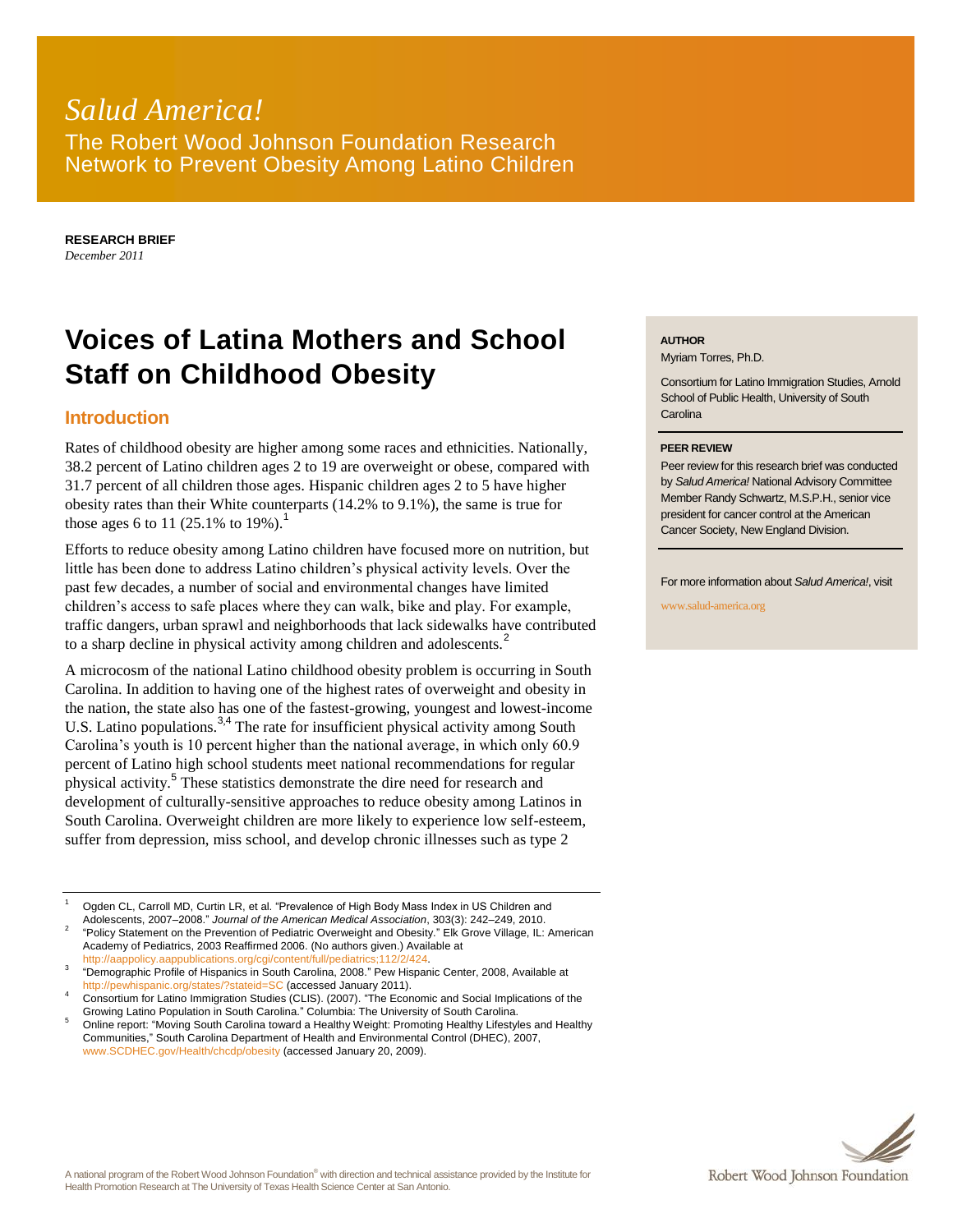*Salud America!*

The Robert Wood Johnson Foundation Research Network to Prevent Obesity Among Latino Children

**RESEARCH BRIEF**
*December 2011*

# Voices of Latina Mothers and School Staff on Childhood Obesity

**AUTHOR**
Myriam Torres, Ph.D.

Consortium for Latino Immigration Studies, Arnold School of Public Health, University of South Carolina

**PEER REVIEW**
Peer review for this research brief was conducted by *Salud America!* National Advisory Committee Member Randy Schwartz, M.S.P.H., senior vice president for cancer control at the American Cancer Society, New England Division.

For more information about *Salud America!*, visit www.salud-america.org

## Introduction

Rates of childhood obesity are higher among some races and ethnicities. Nationally, 38.2 percent of Latino children ages 2 to 19 are overweight or obese, compared with 31.7 percent of all children those ages. Hispanic children ages 2 to 5 have higher obesity rates than their White counterparts (14.2% to 9.1%), the same is true for those ages 6 to 11 (25.1% to 19%).[1]

Efforts to reduce obesity among Latino children have focused more on nutrition, but little has been done to address Latino children's physical activity levels. Over the past few decades, a number of social and environmental changes have limited children's access to safe places where they can walk, bike and play. For example, traffic dangers, urban sprawl and neighborhoods that lack sidewalks have contributed to a sharp decline in physical activity among children and adolescents.[2]

A microcosm of the national Latino childhood obesity problem is occurring in South Carolina. In addition to having one of the highest rates of overweight and obesity in the nation, the state also has one of the fastest-growing, youngest and lowest-income U.S. Latino populations.[3,4] The rate for insufficient physical activity among South Carolina's youth is 10 percent higher than the national average, in which only 60.9 percent of Latino high school students meet national recommendations for regular physical activity.[5] These statistics demonstrate the dire need for research and development of culturally-sensitive approaches to reduce obesity among Latinos in South Carolina. Overweight children are more likely to experience low self-esteem, suffer from depression, miss school, and develop chronic illnesses such as type 2

---

1 Ogden CL, Carroll MD, Curtin LR, et al. "Prevalence of High Body Mass Index in US Children and Adolescents, 2007–2008." *Journal of the American Medical Association*, 303(3): 242–249, 2010.

2 "Policy Statement on the Prevention of Pediatric Overweight and Obesity." Elk Grove Village, IL: American Academy of Pediatrics, 2003 Reaffirmed 2006. (No authors given.) Available at http://aappolicy.aappublications.org/cgi/content/full/pediatrics;112/2/424.

3 "Demographic Profile of Hispanics in South Carolina, 2008." Pew Hispanic Center, 2008, Available at http://pewhispanic.org/states/?stateid=SC (accessed January 2011).

4 Consortium for Latino Immigration Studies (CLIS). (2007). "The Economic and Social Implications of the Growing Latino Population in South Carolina." Columbia: The University of South Carolina.

5 Online report: "Moving South Carolina toward a Healthy Weight: Promoting Healthy Lifestyles and Healthy Communities," South Carolina Department of Health and Environmental Control (DHEC), 2007, www.SCDHEC.gov/Health/chcdp/obesity (accessed January 20, 2009).

A national program of the Robert Wood Johnson Foundation® with direction and technical assistance provided by the Institute for Health Promotion Research at The University of Texas Health Science Center at San Antonio.

Robert Wood Johnson Foundation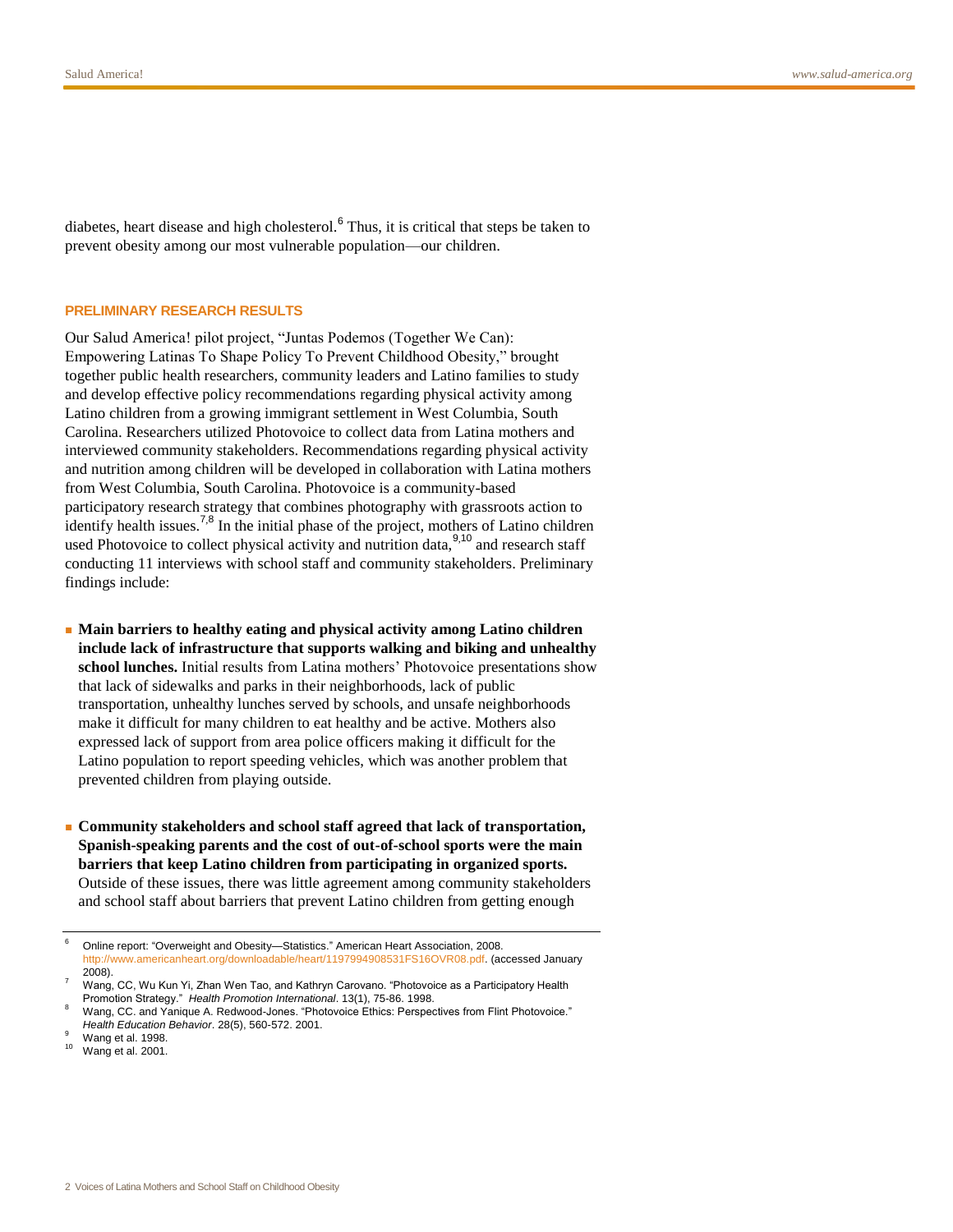diabetes, heart disease and high cholesterol.[6] Thus, it is critical that steps be taken to prevent obesity among our most vulnerable population—our children.

## PRELIMINARY RESEARCH RESULTS

Our Salud America! pilot project, "Juntas Podemos (Together We Can): Empowering Latinas To Shape Policy To Prevent Childhood Obesity," brought together public health researchers, community leaders and Latino families to study and develop effective policy recommendations regarding physical activity among Latino children from a growing immigrant settlement in West Columbia, South Carolina. Researchers utilized Photovoice to collect data from Latina mothers and interviewed community stakeholders. Recommendations regarding physical activity and nutrition among children will be developed in collaboration with Latina mothers from West Columbia, South Carolina. Photovoice is a community-based participatory research strategy that combines photography with grassroots action to identify health issues.[7,8] In the initial phase of the project, mothers of Latino children used Photovoice to collect physical activity and nutrition data,[9,10] and research staff conducting 11 interviews with school staff and community stakeholders. Preliminary findings include:

- **Main barriers to healthy eating and physical activity among Latino children include lack of infrastructure that supports walking and biking and unhealthy school lunches.** Initial results from Latina mothers' Photovoice presentations show that lack of sidewalks and parks in their neighborhoods, lack of public transportation, unhealthy lunches served by schools, and unsafe neighborhoods make it difficult for many children to eat healthy and be active. Mothers also expressed lack of support from area police officers making it difficult for the Latino population to report speeding vehicles, which was another problem that prevented children from playing outside.

- **Community stakeholders and school staff agreed that lack of transportation, Spanish-speaking parents and the cost of out-of-school sports were the main barriers that keep Latino children from participating in organized sports.** Outside of these issues, there was little agreement among community stakeholders and school staff about barriers that prevent Latino children from getting enough

---

[6] Online report: "Overweight and Obesity—Statistics." American Heart Association, 2008. http://www.americanheart.org/downloadable/heart/1197994908531FS16OVR08.pdf. (accessed January 2008).

[7] Wang, CC, Wu Kun Yi, Zhan Wen Tao, and Kathryn Carovano. "Photovoice as a Participatory Health Promotion Strategy." *Health Promotion International*. 13(1), 75-86. 1998.

[8] Wang, CC. and Yanique A. Redwood-Jones. "Photovoice Ethics: Perspectives from Flint Photovoice." *Health Education Behavior*. 28(5), 560-572. 2001.

[9] Wang et al. 1998.

[10] Wang et al. 2001.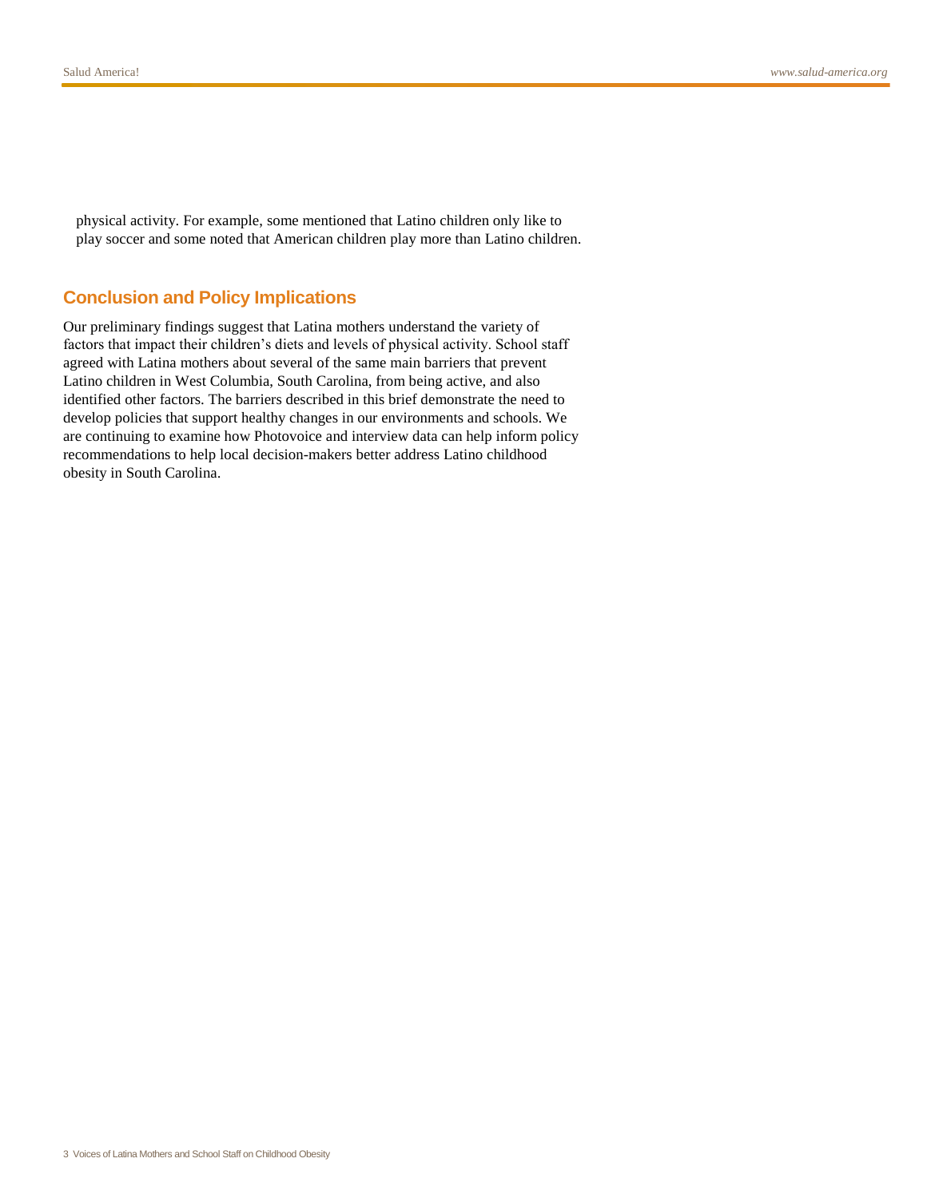physical activity. For example, some mentioned that Latino children only like to play soccer and some noted that American children play more than Latino children.

## Conclusion and Policy Implications

Our preliminary findings suggest that Latina mothers understand the variety of factors that impact their children's diets and levels of physical activity. School staff agreed with Latina mothers about several of the same main barriers that prevent Latino children in West Columbia, South Carolina, from being active, and also identified other factors. The barriers described in this brief demonstrate the need to develop policies that support healthy changes in our environments and schools. We are continuing to examine how Photovoice and interview data can help inform policy recommendations to help local decision-makers better address Latino childhood obesity in South Carolina.